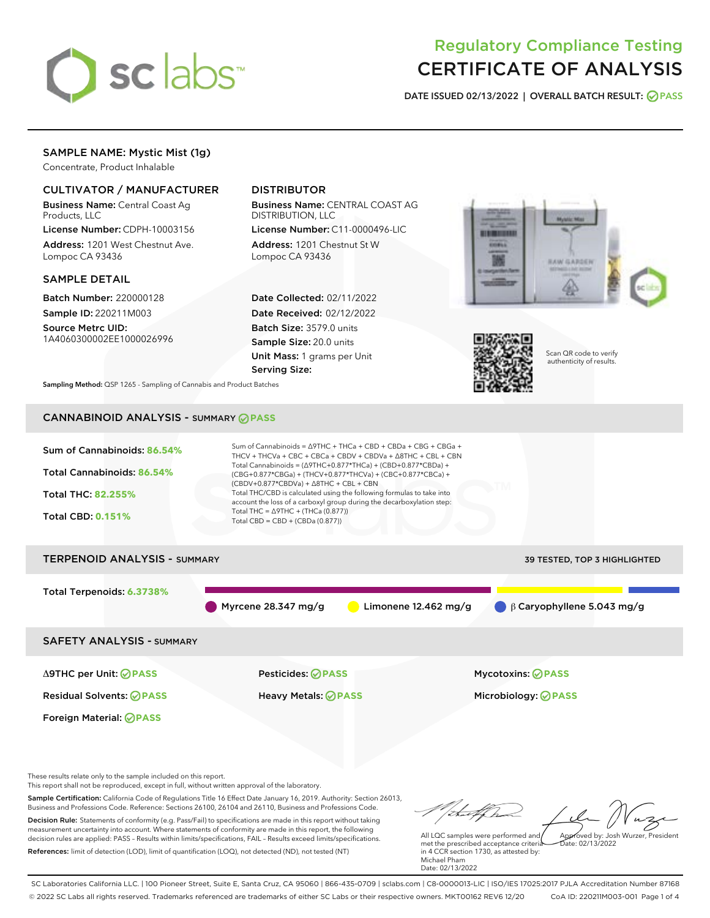# Regulatory Compliance Testing
# CERTIFICATE OF ANALYSIS

**DATE ISSUED 02/13/2022 | OVERALL BATCH RESULT: PASS**

## SAMPLE NAME: Mystic Mist (1g)

Concentrate, Product Inhalable

### CULTIVATOR / MANUFACTURER

**Business Name:** Central Coast Ag Products, LLC

**License Number:** CDPH-10003156

**Address:** 1201 West Chestnut Ave. Lompoc CA 93436

### DISTRIBUTOR

**Business Name:** CENTRAL COAST AG DISTRIBUTION, LLC

**License Number:** C11-0000496-LIC

**Address:** 1201 Chestnut St W Lompoc CA 93436

### SAMPLE DETAIL

**Batch Number:** 220000128

**Sample ID:** 220211M003

**Source Metrc UID:** 1A4060300002EE1000026996

**Date Collected:** 02/11/2022

**Date Received:** 02/12/2022

**Batch Size:** 3579.0 units

**Sample Size:** 20.0 units

**Unit Mass:** 1 grams per Unit

**Serving Size:**

Scan QR code to verify authenticity of results.

**Sampling Method:** QSP 1265 - Sampling of Cannabis and Product Batches

## CANNABINOID ANALYSIS - SUMMARY PASS

**Sum of Cannabinoids:** 86.54%

**Total Cannabinoids:** 86.54%

**Total THC:** 82.255%

**Total CBD:** 0.151%

Sum of Cannabinoids = Δ9THC + THCa + CBD + CBDa + CBG + CBGa + THCV + THCVa + CBC + CBCa + CBDV + CBDVa + Δ8THC + CBL + CBN

Total Cannabinoids = (Δ9THC+0.877*THCa) + (CBD+0.877*CBDa) + (CBG+0.877*CBGa) + (THCV+0.877*THCVa) + (CBC+0.877*CBCa) + (CBDV+0.877*CBDVa) + Δ8THC + CBL + CBN

Total THC/CBD is calculated using the following formulas to take into account the loss of a carboxyl group during the decarboxylation step:

Total THC = Δ9THC + (THCa (0.877))

Total CBD = CBD + (CBDa (0.877))

## TERPENOID ANALYSIS - SUMMARY

39 TESTED, TOP 3 HIGHLIGHTED

**Total Terpenoids:** 6.3738%

Myrcene 28.347 mg/g | Limonene 12.462 mg/g | β Caryophyllene 5.043 mg/g

## SAFETY ANALYSIS - SUMMARY

| | | |
|---|---|---|
| Δ9THC per Unit: PASS | Pesticides: PASS | Mycotoxins: PASS |
| Residual Solvents: PASS | Heavy Metals: PASS | Microbiology: PASS |
| Foreign Material: PASS | | |

These results relate only to the sample included on this report.
This report shall not be reproduced, except in full, without written approval of the laboratory.

**Sample Certification:** California Code of Regulations Title 16 Effect Date January 16, 2019. Authority: Section 26013, Business and Professions Code. Reference: Sections 26100, 26104 and 26110, Business and Professions Code.

**Decision Rule:** Statements of conformity (e.g. Pass/Fail) to specifications are made in this report without taking measurement uncertainty into account. Where statements of conformity are made in this report, the following decision rules are applied: PASS – Results within limits/specifications, FAIL – Results exceed limits/specifications.

**References:** limit of detection (LOD), limit of quantification (LOQ), not detected (ND), not tested (NT)

All LQC samples were performed and met the prescribed acceptance criteria in 4 CCR section 1730, as attested by: Michael Pham
Date: 02/13/2022

Approved by: Josh Wurzer, President
Date: 02/13/2022

SC Laboratories California LLC. | 100 Pioneer Street, Suite E, Santa Cruz, CA 95060 | 866-435-0709 | sclabs.com | C8-0000013-LIC | ISO/IES 17025:2017 PJLA Accreditation Number 87168
© 2022 SC Labs all rights reserved. Trademarks referenced are trademarks of either SC Labs or their respective owners. MKT00162 REV6 12/20 CoA ID: 220211M003-001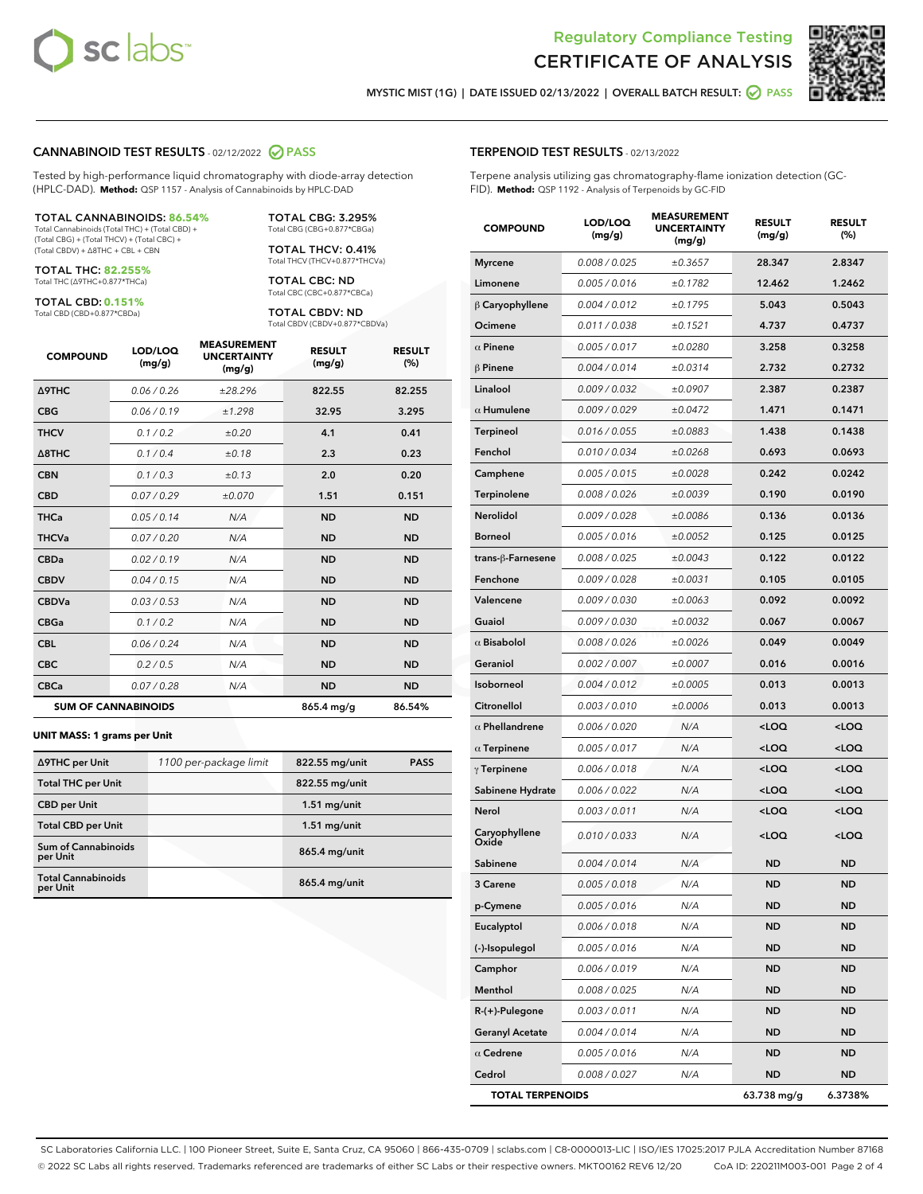# Regulatory Compliance Testing
# CERTIFICATE OF ANALYSIS

MYSTIC MIST (1G) | DATE ISSUED 02/13/2022 | OVERALL BATCH RESULT: PASS

## CANNABINOID TEST RESULTS - 02/12/2022 PASS

Tested by high-performance liquid chromatography with diode-array detection (HPLC-DAD). **Method:** QSP 1157 - Analysis of Cannabinoids by HPLC-DAD

**TOTAL CANNABINOIDS: 86.54%**
Total Cannabinoids (Total THC) + (Total CBD) + (Total CBG) + (Total THCV) + (Total CBC) + (Total CBDV) + Δ8THC + CBL + CBN

**TOTAL THC: 82.255%**
Total THC (Δ9THC+0.877*THCa)

**TOTAL CBD: 0.151%**
Total CBD (CBD+0.877*CBDa)

**TOTAL CBG: 3.295%**
Total CBG (CBG+0.877*CBGa)

**TOTAL THCV: 0.41%**
Total THCV (THCV+0.877*THCVa)

**TOTAL CBC: ND**
Total CBC (CBC+0.877*CBCa)

**TOTAL CBDV: ND**
Total CBDV (CBDV+0.877*CBDVa)

| COMPOUND | LOD/LOQ (mg/g) | MEASUREMENT UNCERTAINTY (mg/g) | RESULT (mg/g) | RESULT (%) |
|---|---|---|---|---|
| Δ9THC | 0.06 / 0.26 | ±28.296 | 822.55 | 82.255 |
| CBG | 0.06 / 0.19 | ±1.298 | 32.95 | 3.295 |
| THCV | 0.1 / 0.2 | ±0.20 | 4.1 | 0.41 |
| Δ8THC | 0.1 / 0.4 | ±0.18 | 2.3 | 0.23 |
| CBN | 0.1 / 0.3 | ±0.13 | 2.0 | 0.20 |
| CBD | 0.07 / 0.29 | ±0.070 | 1.51 | 0.151 |
| THCa | 0.05 / 0.14 | N/A | ND | ND |
| THCVa | 0.07 / 0.20 | N/A | ND | ND |
| CBDa | 0.02 / 0.19 | N/A | ND | ND |
| CBDV | 0.04 / 0.15 | N/A | ND | ND |
| CBDVa | 0.03 / 0.53 | N/A | ND | ND |
| CBGa | 0.1 / 0.2 | N/A | ND | ND |
| CBL | 0.06 / 0.24 | N/A | ND | ND |
| CBC | 0.2 / 0.5 | N/A | ND | ND |
| CBCa | 0.07 / 0.28 | N/A | ND | ND |
| **SUM OF CANNABINOIDS** | | | 865.4 mg/g | 86.54% |

### UNIT MASS: 1 grams per Unit

| | | | |
|---|---|---|---|
| Δ9THC per Unit | 1100 per-package limit | 822.55 mg/unit | PASS |
| Total THC per Unit | | 822.55 mg/unit | |
| CBD per Unit | | 1.51 mg/unit | |
| Total CBD per Unit | | 1.51 mg/unit | |
| Sum of Cannabinoids per Unit | | 865.4 mg/unit | |
| Total Cannabinoids per Unit | | 865.4 mg/unit | |

## TERPENOID TEST RESULTS - 02/13/2022

Terpene analysis utilizing gas chromatography-flame ionization detection (GC-FID). **Method:** QSP 1192 - Analysis of Terpenoids by GC-FID

| COMPOUND | LOD/LOQ (mg/g) | MEASUREMENT UNCERTAINTY (mg/g) | RESULT (mg/g) | RESULT (%) |
|---|---|---|---|---|
| Myrcene | 0.008 / 0.025 | ±0.3657 | 28.347 | 2.8347 |
| Limonene | 0.005 / 0.016 | ±0.1782 | 12.462 | 1.2462 |
| β Caryophyllene | 0.004 / 0.012 | ±0.1795 | 5.043 | 0.5043 |
| Ocimene | 0.011 / 0.038 | ±0.1521 | 4.737 | 0.4737 |
| α Pinene | 0.005 / 0.017 | ±0.0280 | 3.258 | 0.3258 |
| β Pinene | 0.004 / 0.014 | ±0.0314 | 2.732 | 0.2732 |
| Linalool | 0.009 / 0.032 | ±0.0907 | 2.387 | 0.2387 |
| α Humulene | 0.009 / 0.029 | ±0.0472 | 1.471 | 0.1471 |
| Terpineol | 0.016 / 0.055 | ±0.0883 | 1.438 | 0.1438 |
| Fenchol | 0.010 / 0.034 | ±0.0268 | 0.693 | 0.0693 |
| Camphene | 0.005 / 0.015 | ±0.0028 | 0.242 | 0.0242 |
| Terpinolene | 0.008 / 0.026 | ±0.0039 | 0.190 | 0.0190 |
| Nerolidol | 0.009 / 0.028 | ±0.0086 | 0.136 | 0.0136 |
| Borneol | 0.005 / 0.016 | ±0.0052 | 0.125 | 0.0125 |
| trans-β-Farnesene | 0.008 / 0.025 | ±0.0043 | 0.122 | 0.0122 |
| Fenchone | 0.009 / 0.028 | ±0.0031 | 0.105 | 0.0105 |
| Valencene | 0.009 / 0.030 | ±0.0063 | 0.092 | 0.0092 |
| Guaiol | 0.009 / 0.030 | ±0.0032 | 0.067 | 0.0067 |
| α Bisabolol | 0.008 / 0.026 | ±0.0026 | 0.049 | 0.0049 |
| Geraniol | 0.002 / 0.007 | ±0.0007 | 0.016 | 0.0016 |
| Isoborneol | 0.004 / 0.012 | ±0.0005 | 0.013 | 0.0013 |
| Citronellol | 0.003 / 0.010 | ±0.0006 | 0.013 | 0.0013 |
| α Phellandrene | 0.006 / 0.020 | N/A | <LOQ | <LOQ |
| α Terpinene | 0.005 / 0.017 | N/A | <LOQ | <LOQ |
| γ Terpinene | 0.006 / 0.018 | N/A | <LOQ | <LOQ |
| Sabinene Hydrate | 0.006 / 0.022 | N/A | <LOQ | <LOQ |
| Nerol | 0.003 / 0.011 | N/A | <LOQ | <LOQ |
| Caryophyllene Oxide | 0.010 / 0.033 | N/A | <LOQ | <LOQ |
| Sabinene | 0.004 / 0.014 | N/A | ND | ND |
| 3 Carene | 0.005 / 0.018 | N/A | ND | ND |
| p-Cymene | 0.005 / 0.016 | N/A | ND | ND |
| Eucalyptol | 0.006 / 0.018 | N/A | ND | ND |
| (-)-Isopulegol | 0.005 / 0.016 | N/A | ND | ND |
| Camphor | 0.006 / 0.019 | N/A | ND | ND |
| Menthol | 0.008 / 0.025 | N/A | ND | ND |
| R-(+)-Pulegone | 0.003 / 0.011 | N/A | ND | ND |
| Geranyl Acetate | 0.004 / 0.014 | N/A | ND | ND |
| α Cedrene | 0.005 / 0.016 | N/A | ND | ND |
| Cedrol | 0.008 / 0.027 | N/A | ND | ND |
| **TOTAL TERPENOIDS** | | | 63.738 mg/g | 6.3738% |

SC Laboratories California LLC. | 100 Pioneer Street, Suite E, Santa Cruz, CA 95060 | 866-435-0709 | sclabs.com | C8-0000013-LIC | ISO/IES 17025:2017 PJLA Accreditation Number 87168
© 2022 SC Labs all rights reserved. Trademarks referenced are trademarks of either SC Labs or their respective owners. MKT00162 REV6 12/20 CoA ID: 220211M003-001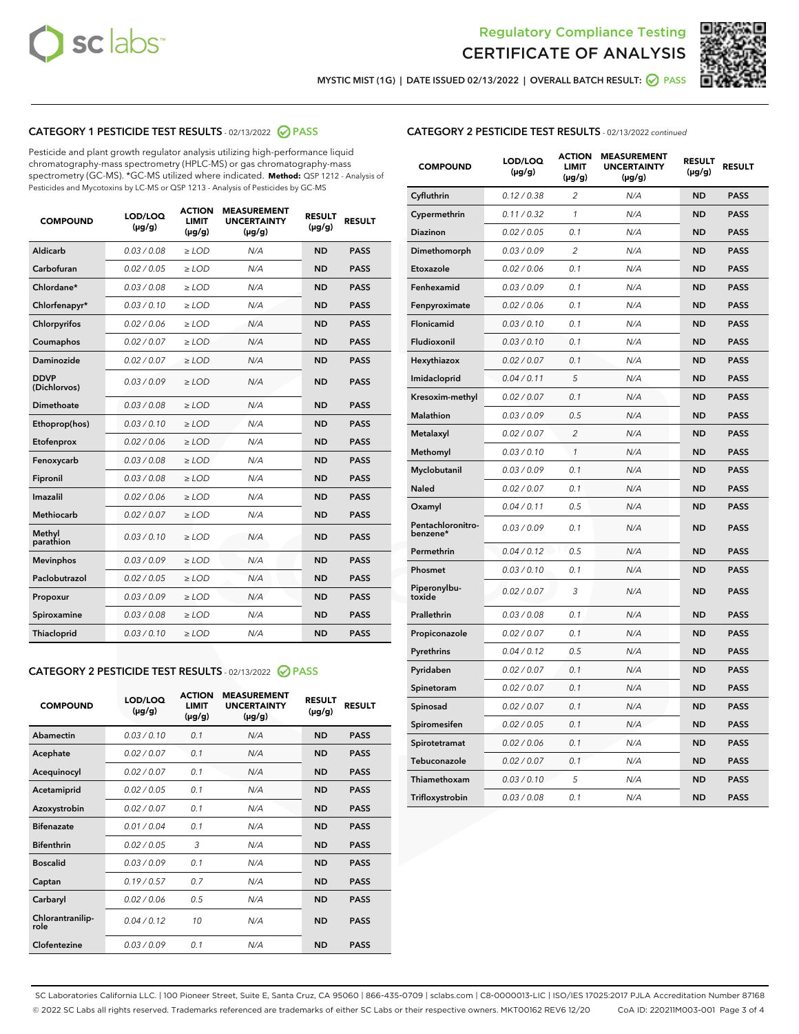# Regulatory Compliance Testing
# CERTIFICATE OF ANALYSIS

MYSTIC MIST (1G) | DATE ISSUED 02/13/2022 | OVERALL BATCH RESULT: PASS

## CATEGORY 1 PESTICIDE TEST RESULTS - 02/13/2022 PASS

Pesticide and plant growth regulator analysis utilizing high-performance liquid chromatography-mass spectrometry (HPLC-MS) or gas chromatography-mass spectrometry (GC-MS). *GC-MS utilized where indicated. **Method:** QSP 1212 - Analysis of Pesticides and Mycotoxins by LC-MS or QSP 1213 - Analysis of Pesticides by GC-MS

| COMPOUND | LOD/LOQ (µg/g) | ACTION LIMIT (µg/g) | MEASUREMENT UNCERTAINTY (µg/g) | RESULT (µg/g) | RESULT |
|---|---|---|---|---|---|
| Aldicarb | 0.03 / 0.08 | ≥ LOD | N/A | ND | PASS |
| Carbofuran | 0.02 / 0.05 | ≥ LOD | N/A | ND | PASS |
| Chlordane* | 0.03 / 0.08 | ≥ LOD | N/A | ND | PASS |
| Chlorfenapyr* | 0.03 / 0.10 | ≥ LOD | N/A | ND | PASS |
| Chlorpyrifos | 0.02 / 0.06 | ≥ LOD | N/A | ND | PASS |
| Coumaphos | 0.02 / 0.07 | ≥ LOD | N/A | ND | PASS |
| Daminozide | 0.02 / 0.07 | ≥ LOD | N/A | ND | PASS |
| DDVP (Dichlorvos) | 0.03 / 0.09 | ≥ LOD | N/A | ND | PASS |
| Dimethoate | 0.03 / 0.08 | ≥ LOD | N/A | ND | PASS |
| Ethoprop(hos) | 0.03 / 0.10 | ≥ LOD | N/A | ND | PASS |
| Etofenprox | 0.02 / 0.06 | ≥ LOD | N/A | ND | PASS |
| Fenoxycarb | 0.03 / 0.08 | ≥ LOD | N/A | ND | PASS |
| Fipronil | 0.03 / 0.08 | ≥ LOD | N/A | ND | PASS |
| Imazalil | 0.02 / 0.06 | ≥ LOD | N/A | ND | PASS |
| Methiocarb | 0.02 / 0.07 | ≥ LOD | N/A | ND | PASS |
| Methyl parathion | 0.03 / 0.10 | ≥ LOD | N/A | ND | PASS |
| Mevinphos | 0.03 / 0.09 | ≥ LOD | N/A | ND | PASS |
| Paclobutrazol | 0.02 / 0.05 | ≥ LOD | N/A | ND | PASS |
| Propoxur | 0.03 / 0.09 | ≥ LOD | N/A | ND | PASS |
| Spiroxamine | 0.03 / 0.08 | ≥ LOD | N/A | ND | PASS |
| Thiacloprid | 0.03 / 0.10 | ≥ LOD | N/A | ND | PASS |

## CATEGORY 2 PESTICIDE TEST RESULTS - 02/13/2022 PASS

| COMPOUND | LOD/LOQ (µg/g) | ACTION LIMIT (µg/g) | MEASUREMENT UNCERTAINTY (µg/g) | RESULT (µg/g) | RESULT |
|---|---|---|---|---|---|
| Abamectin | 0.03 / 0.10 | 0.1 | N/A | ND | PASS |
| Acephate | 0.02 / 0.07 | 0.1 | N/A | ND | PASS |
| Acequinocyl | 0.02 / 0.07 | 0.1 | N/A | ND | PASS |
| Acetamiprid | 0.02 / 0.05 | 0.1 | N/A | ND | PASS |
| Azoxystrobin | 0.02 / 0.07 | 0.1 | N/A | ND | PASS |
| Bifenazate | 0.01 / 0.04 | 0.1 | N/A | ND | PASS |
| Bifenthrin | 0.02 / 0.05 | 3 | N/A | ND | PASS |
| Boscalid | 0.03 / 0.09 | 0.1 | N/A | ND | PASS |
| Captan | 0.19 / 0.57 | 0.7 | N/A | ND | PASS |
| Carbaryl | 0.02 / 0.06 | 0.5 | N/A | ND | PASS |
| Chlorantraniliprole | 0.04 / 0.12 | 10 | N/A | ND | PASS |
| Clofentezine | 0.03 / 0.09 | 0.1 | N/A | ND | PASS |
| Cyfluthrin | 0.12 / 0.38 | 2 | N/A | ND | PASS |
| Cypermethrin | 0.11 / 0.32 | 1 | N/A | ND | PASS |
| Diazinon | 0.02 / 0.05 | 0.1 | N/A | ND | PASS |
| Dimethomorph | 0.03 / 0.09 | 2 | N/A | ND | PASS |
| Etoxazole | 0.02 / 0.06 | 0.1 | N/A | ND | PASS |
| Fenhexamid | 0.03 / 0.09 | 0.1 | N/A | ND | PASS |
| Fenpyroximate | 0.02 / 0.06 | 0.1 | N/A | ND | PASS |
| Flonicamid | 0.03 / 0.10 | 0.1 | N/A | ND | PASS |
| Fludioxonil | 0.03 / 0.10 | 0.1 | N/A | ND | PASS |
| Hexythiazox | 0.02 / 0.07 | 0.1 | N/A | ND | PASS |
| Imidacloprid | 0.04 / 0.11 | 5 | N/A | ND | PASS |
| Kresoxim-methyl | 0.02 / 0.07 | 0.1 | N/A | ND | PASS |
| Malathion | 0.03 / 0.09 | 0.5 | N/A | ND | PASS |
| Metalaxyl | 0.02 / 0.07 | 2 | N/A | ND | PASS |
| Methomyl | 0.03 / 0.10 | 1 | N/A | ND | PASS |
| Myclobutanil | 0.03 / 0.09 | 0.1 | N/A | ND | PASS |
| Naled | 0.02 / 0.07 | 0.1 | N/A | ND | PASS |
| Oxamyl | 0.04 / 0.11 | 0.5 | N/A | ND | PASS |
| Pentachloronitrobenzene* | 0.03 / 0.09 | 0.1 | N/A | ND | PASS |
| Permethrin | 0.04 / 0.12 | 0.5 | N/A | ND | PASS |
| Phosmet | 0.03 / 0.10 | 0.1 | N/A | ND | PASS |
| Piperonylbutoxide | 0.02 / 0.07 | 3 | N/A | ND | PASS |
| Prallethrin | 0.03 / 0.08 | 0.1 | N/A | ND | PASS |
| Propiconazole | 0.02 / 0.07 | 0.1 | N/A | ND | PASS |
| Pyrethrins | 0.04 / 0.12 | 0.5 | N/A | ND | PASS |
| Pyridaben | 0.02 / 0.07 | 0.1 | N/A | ND | PASS |
| Spinetoram | 0.02 / 0.07 | 0.1 | N/A | ND | PASS |
| Spinosad | 0.02 / 0.07 | 0.1 | N/A | ND | PASS |
| Spiromesifen | 0.02 / 0.05 | 0.1 | N/A | ND | PASS |
| Spirotetramat | 0.02 / 0.06 | 0.1 | N/A | ND | PASS |
| Tebuconazole | 0.02 / 0.07 | 0.1 | N/A | ND | PASS |
| Thiamethoxam | 0.03 / 0.10 | 5 | N/A | ND | PASS |
| Trifloxystrobin | 0.03 / 0.08 | 0.1 | N/A | ND | PASS |

SC Laboratories California LLC. | 100 Pioneer Street, Suite E, Santa Cruz, CA 95060 | 866-435-0709 | sclabs.com | C8-0000013-LIC | ISO/IES 17025:2017 PJLA Accreditation Number 87168
© 2022 SC Labs all rights reserved. Trademarks referenced are trademarks of either SC Labs or their respective owners. MKT00162 REV6 12/20 CoA ID: 220211M003-001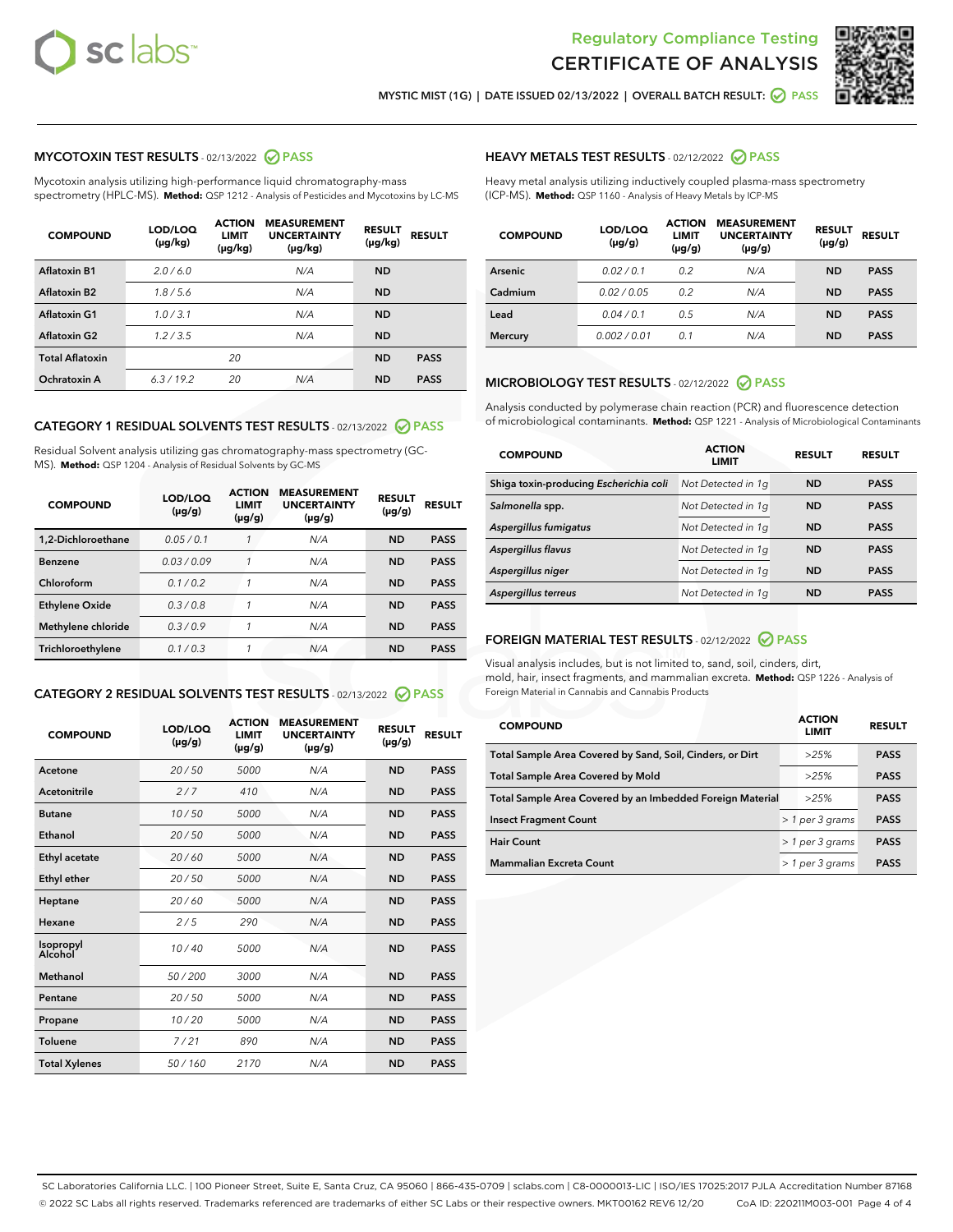Regulatory Compliance Testing

# CERTIFICATE OF ANALYSIS

MYSTIC MIST (1G) | DATE ISSUED 02/13/2022 | OVERALL BATCH RESULT: PASS

## MYCOTOXIN TEST RESULTS - 02/13/2022 PASS

Mycotoxin analysis utilizing high-performance liquid chromatography-mass spectrometry (HPLC-MS). **Method:** QSP 1212 - Analysis of Pesticides and Mycotoxins by LC-MS

| COMPOUND | LOD/LOQ (μg/kg) | ACTION LIMIT (μg/kg) | MEASUREMENT UNCERTAINTY (μg/kg) | RESULT (μg/kg) | RESULT |
|---|---|---|---|---|---|
| Aflatoxin B1 | 2.0 / 6.0 | | N/A | ND | |
| Aflatoxin B2 | 1.8 / 5.6 | | N/A | ND | |
| Aflatoxin G1 | 1.0 / 3.1 | | N/A | ND | |
| Aflatoxin G2 | 1.2 / 3.5 | | N/A | ND | |
| Total Aflatoxin | | 20 | | ND | PASS |
| Ochratoxin A | 6.3 / 19.2 | 20 | N/A | ND | PASS |

## CATEGORY 1 RESIDUAL SOLVENTS TEST RESULTS - 02/13/2022 PASS

Residual Solvent analysis utilizing gas chromatography-mass spectrometry (GC-MS). **Method:** QSP 1204 - Analysis of Residual Solvents by GC-MS

| COMPOUND | LOD/LOQ (μg/g) | ACTION LIMIT (μg/g) | MEASUREMENT UNCERTAINTY (μg/g) | RESULT (μg/g) | RESULT |
|---|---|---|---|---|---|
| 1,2-Dichloroethane | 0.05 / 0.1 | 1 | N/A | ND | PASS |
| Benzene | 0.03 / 0.09 | 1 | N/A | ND | PASS |
| Chloroform | 0.1 / 0.2 | 1 | N/A | ND | PASS |
| Ethylene Oxide | 0.3 / 0.8 | 1 | N/A | ND | PASS |
| Methylene chloride | 0.3 / 0.9 | 1 | N/A | ND | PASS |
| Trichloroethylene | 0.1 / 0.3 | 1 | N/A | ND | PASS |

## CATEGORY 2 RESIDUAL SOLVENTS TEST RESULTS - 02/13/2022 PASS

| COMPOUND | LOD/LOQ (μg/g) | ACTION LIMIT (μg/g) | MEASUREMENT UNCERTAINTY (μg/g) | RESULT (μg/g) | RESULT |
|---|---|---|---|---|---|
| Acetone | 20 / 50 | 5000 | N/A | ND | PASS |
| Acetonitrile | 2 / 7 | 410 | N/A | ND | PASS |
| Butane | 10 / 50 | 5000 | N/A | ND | PASS |
| Ethanol | 20 / 50 | 5000 | N/A | ND | PASS |
| Ethyl acetate | 20 / 60 | 5000 | N/A | ND | PASS |
| Ethyl ether | 20 / 50 | 5000 | N/A | ND | PASS |
| Heptane | 20 / 60 | 5000 | N/A | ND | PASS |
| Hexane | 2 / 5 | 290 | N/A | ND | PASS |
| Isopropyl Alcohol | 10 / 40 | 5000 | N/A | ND | PASS |
| Methanol | 50 / 200 | 3000 | N/A | ND | PASS |
| Pentane | 20 / 50 | 5000 | N/A | ND | PASS |
| Propane | 10 / 20 | 5000 | N/A | ND | PASS |
| Toluene | 7 / 21 | 890 | N/A | ND | PASS |
| Total Xylenes | 50 / 160 | 2170 | N/A | ND | PASS |

## HEAVY METALS TEST RESULTS - 02/12/2022 PASS

Heavy metal analysis utilizing inductively coupled plasma-mass spectrometry (ICP-MS). **Method:** QSP 1160 - Analysis of Heavy Metals by ICP-MS

| COMPOUND | LOD/LOQ (μg/g) | ACTION LIMIT (μg/g) | MEASUREMENT UNCERTAINTY (μg/g) | RESULT (μg/g) | RESULT |
|---|---|---|---|---|---|
| Arsenic | 0.02 / 0.1 | 0.2 | N/A | ND | PASS |
| Cadmium | 0.02 / 0.05 | 0.2 | N/A | ND | PASS |
| Lead | 0.04 / 0.1 | 0.5 | N/A | ND | PASS |
| Mercury | 0.002 / 0.01 | 0.1 | N/A | ND | PASS |

## MICROBIOLOGY TEST RESULTS - 02/12/2022 PASS

Analysis conducted by polymerase chain reaction (PCR) and fluorescence detection of microbiological contaminants. **Method:** QSP 1221 - Analysis of Microbiological Contaminants

| COMPOUND | ACTION LIMIT | RESULT | RESULT |
|---|---|---|---|
| Shiga toxin-producing *Escherichia coli* | Not Detected in 1g | ND | PASS |
| *Salmonella* spp. | Not Detected in 1g | ND | PASS |
| *Aspergillus fumigatus* | Not Detected in 1g | ND | PASS |
| *Aspergillus flavus* | Not Detected in 1g | ND | PASS |
| *Aspergillus niger* | Not Detected in 1g | ND | PASS |
| *Aspergillus terreus* | Not Detected in 1g | ND | PASS |

## FOREIGN MATERIAL TEST RESULTS - 02/12/2022 PASS

Visual analysis includes, but is not limited to, sand, soil, cinders, dirt, mold, hair, insect fragments, and mammalian excreta. **Method:** QSP 1226 - Analysis of Foreign Material in Cannabis and Cannabis Products

| COMPOUND | ACTION LIMIT | RESULT |
|---|---|---|
| Total Sample Area Covered by Sand, Soil, Cinders, or Dirt | >25% | PASS |
| Total Sample Area Covered by Mold | >25% | PASS |
| Total Sample Area Covered by an Imbedded Foreign Material | >25% | PASS |
| Insect Fragment Count | > 1 per 3 grams | PASS |
| Hair Count | > 1 per 3 grams | PASS |
| Mammalian Excreta Count | > 1 per 3 grams | PASS |

SC Laboratories California LLC. | 100 Pioneer Street, Suite E, Santa Cruz, CA 95060 | 866-435-0709 | sclabs.com | C8-0000013-LIC | ISO/IES 17025:2017 PJLA Accreditation Number 87168
© 2022 SC Labs all rights reserved. Trademarks referenced are trademarks of either SC Labs or their respective owners. MKT00162 REV6 12/20 CoA ID: 220211M003-001